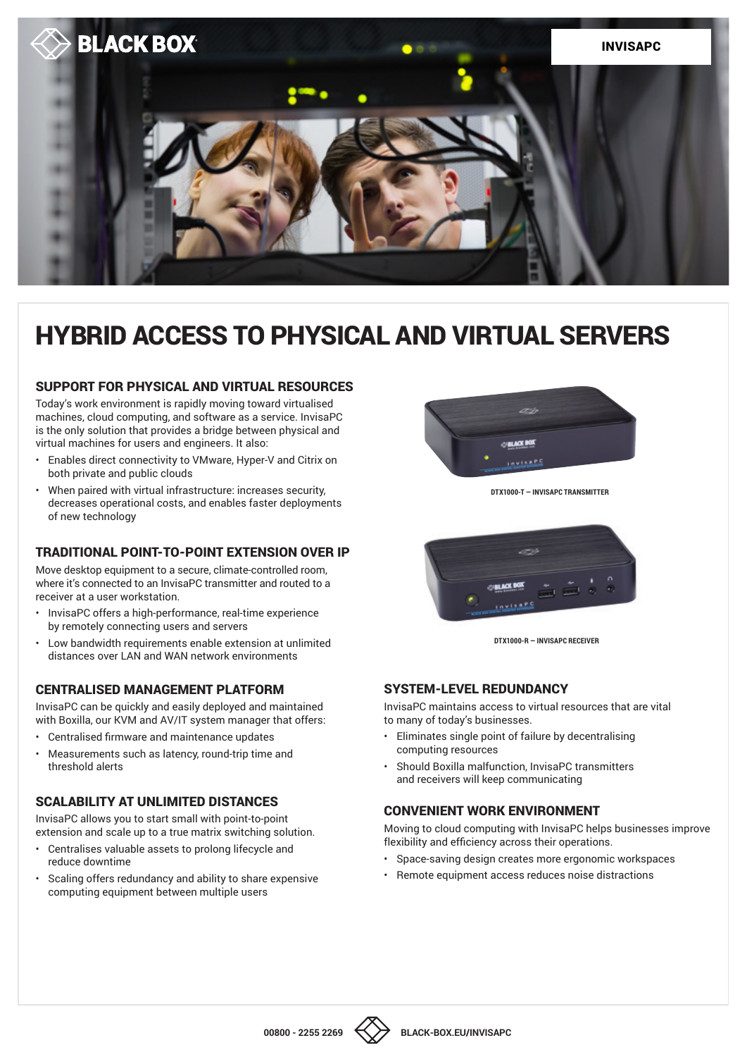BLACK BOX

INVISAPC

# HYBRID ACCESS TO PHYSICAL AND VIRTUAL SERVERS

## SUPPORT FOR PHYSICAL AND VIRTUAL RESOURCES

Today's work environment is rapidly moving toward virtualised machines, cloud computing, and software as a service. InvisaPC is the only solution that provides a bridge between physical and virtual machines for users and engineers. It also:

- Enables direct connectivity to VMware, Hyper-V and Citrix on both private and public clouds
- When paired with virtual infrastructure: increases security, decreases operational costs, and enables faster deployments of new technology

DTX1000-T – INVISAPC TRANSMITTER

DTX1000-R – INVISAPC RECEIVER

## TRADITIONAL POINT-TO-POINT EXTENSION OVER IP

Move desktop equipment to a secure, climate-controlled room, where it's connected to an InvisaPC transmitter and routed to a receiver at a user workstation.

- InvisaPC offers a high-performance, real-time experience by remotely connecting users and servers
- Low bandwidth requirements enable extension at unlimited distances over LAN and WAN network environments

## CENTRALISED MANAGEMENT PLATFORM

InvisaPC can be quickly and easily deployed and maintained with Boxilla, our KVM and AV/IT system manager that offers:

- Centralised firmware and maintenance updates
- Measurements such as latency, round-trip time and threshold alerts

## SCALABILITY AT UNLIMITED DISTANCES

InvisaPC allows you to start small with point-to-point extension and scale up to a true matrix switching solution.

- Centralises valuable assets to prolong lifecycle and reduce downtime
- Scaling offers redundancy and ability to share expensive computing equipment between multiple users

## SYSTEM-LEVEL REDUNDANCY

InvisaPC maintains access to virtual resources that are vital to many of today's businesses.

- Eliminates single point of failure by decentralising computing resources
- Should Boxilla malfunction, InvisaPC transmitters and receivers will keep communicating

## CONVENIENT WORK ENVIRONMENT

Moving to cloud computing with InvisaPC helps businesses improve flexibility and efficiency across their operations.

- Space-saving design creates more ergonomic workspaces
- Remote equipment access reduces noise distractions

00800 - 2255 2269 BLACK-BOX.EU/INVISAPC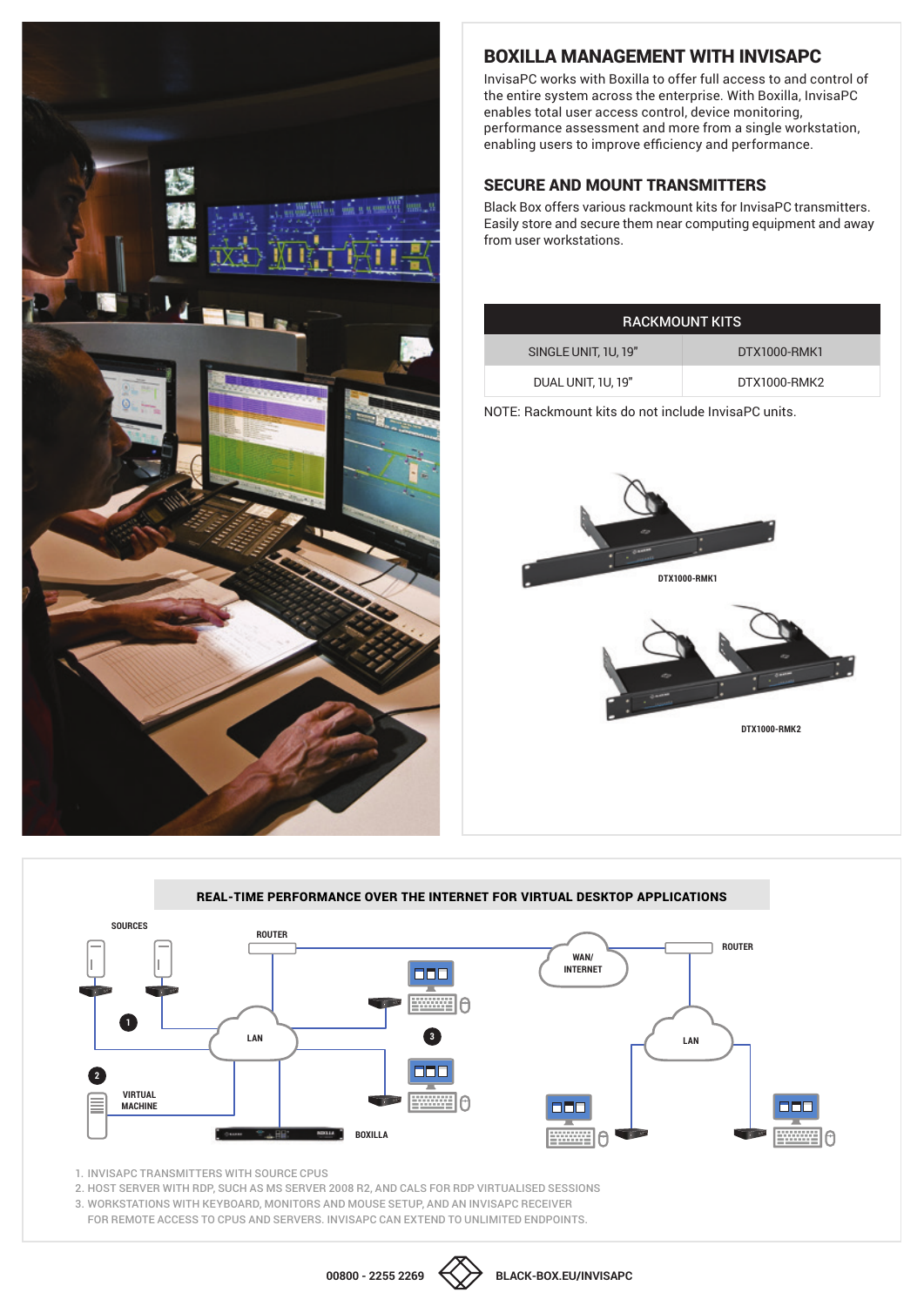## BOXILLA MANAGEMENT WITH INVISAPC

InvisaPC works with Boxilla to offer full access to and control of the entire system across the enterprise. With Boxilla, InvisaPC enables total user access control, device monitoring, performance assessment and more from a single workstation, enabling users to improve efficiency and performance.

## SECURE AND MOUNT TRANSMITTERS

Black Box offers various rackmount kits for InvisaPC transmitters. Easily store and secure them near computing equipment and away from user workstations.

| RACKMOUNT KITS | |
|---|---|
| SINGLE UNIT, 1U, 19" | DTX1000-RMK1 |
| DUAL UNIT, 1U, 19" | DTX1000-RMK2 |

NOTE: Rackmount kits do not include InvisaPC units.

DTX1000-RMK1

DTX1000-RMK2

## REAL-TIME PERFORMANCE OVER THE INTERNET FOR VIRTUAL DESKTOP APPLICATIONS

SOURCES

ROUTER

WAN/INTERNET

ROUTER

LAN

LAN

VIRTUAL MACHINE

BOXILLA

1. INVISAPC TRANSMITTERS WITH SOURCE CPUS
2. HOST SERVER WITH RDP, SUCH AS MS SERVER 2008 R2, AND CALS FOR RDP VIRTUALISED SESSIONS
3. WORKSTATIONS WITH KEYBOARD, MONITORS AND MOUSE SETUP, AND AN INVISAPC RECEIVER FOR REMOTE ACCESS TO CPUS AND SERVERS. INVISAPC CAN EXTEND TO UNLIMITED ENDPOINTS.

00800 - 2255 2269 BLACK-BOX.EU/INVISAPC